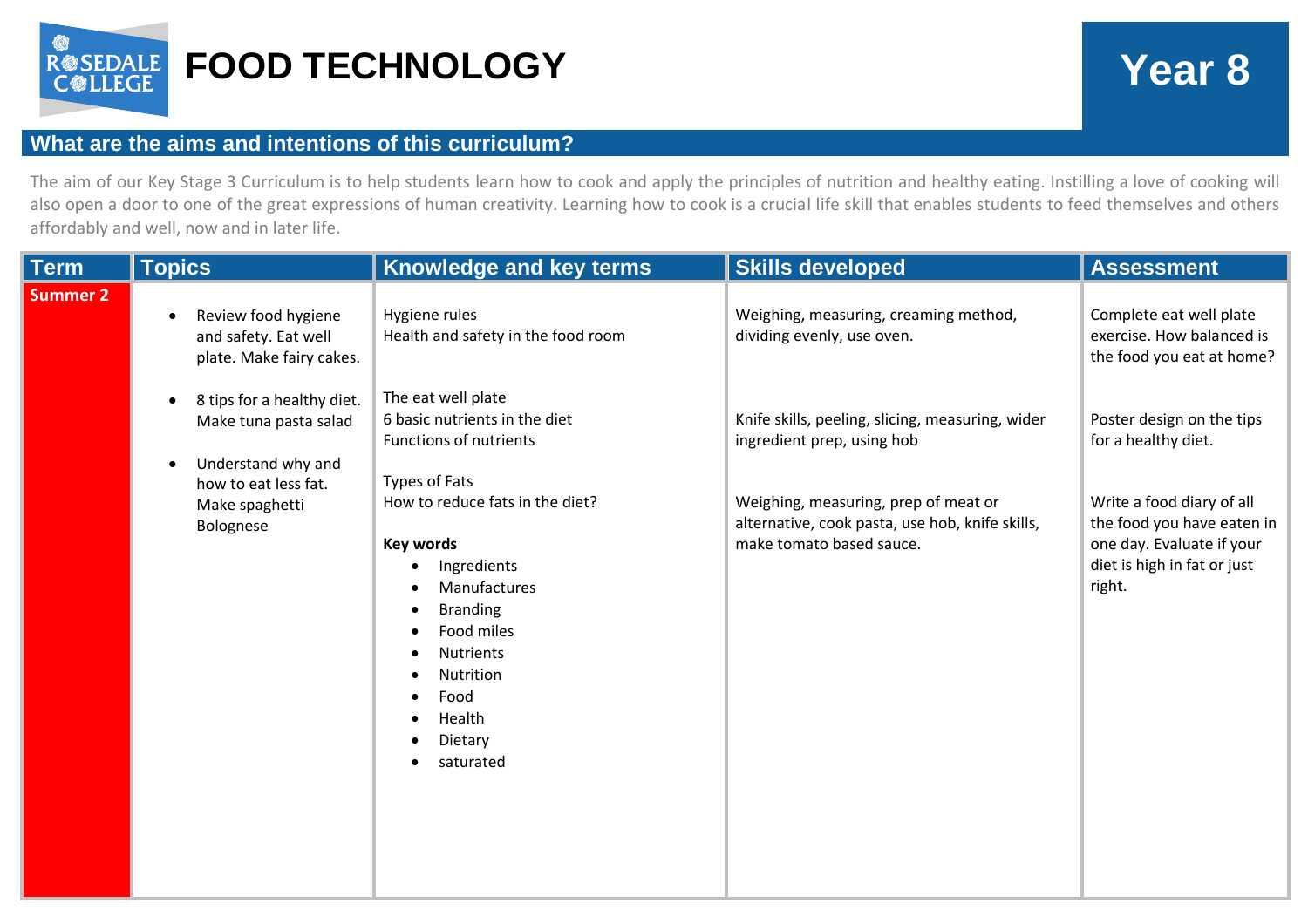# FOOD TECHNOLOGY

## Year 8

## What are the aims and intentions of this curriculum?

The aim of our Key Stage 3 Curriculum is to help students learn how to cook and apply the principles of nutrition and healthy eating. Instilling a love of cooking will also open a door to one of the great expressions of human creativity. Learning how to cook is a crucial life skill that enables students to feed themselves and others affordably and well, now and in later life.

| Term | Topics | Knowledge and key terms | Skills developed | Assessment |
|---|---|---|---|---|
| **Summer 2** | • Review food hygiene and safety. Eat well plate. Make fairy cakes. | Hygiene rules<br>Health and safety in the food room | Weighing, measuring, creaming method, dividing evenly, use oven. | Complete eat well plate exercise. How balanced is the food you eat at home? |
| | • 8 tips for a healthy diet. Make tuna pasta salad | The eat well plate<br>6 basic nutrients in the diet<br>Functions of nutrients | Knife skills, peeling, slicing, measuring, wider ingredient prep, using hob | Poster design on the tips for a healthy diet. |
| | • Understand why and how to eat less fat. Make spaghetti Bolognese | Types of Fats<br>How to reduce fats in the diet?<br><br>**Key words**<br>• Ingredients<br>• Manufactures<br>• Branding<br>• Food miles<br>• Nutrients<br>• Nutrition<br>• Food<br>• Health<br>• Dietary<br>• saturated | Weighing, measuring, prep of meat or alternative, cook pasta, use hob, knife skills, make tomato based sauce. | Write a food diary of all the food you have eaten in one day. Evaluate if your diet is high in fat or just right. |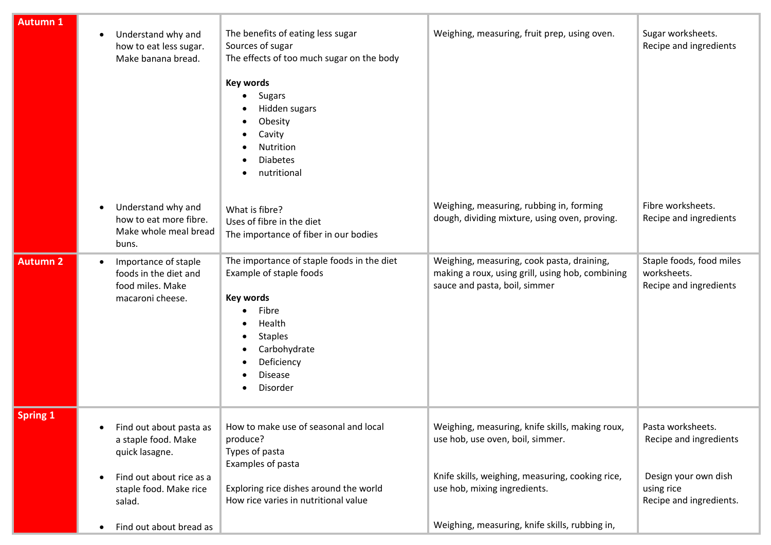| | | | | |
|---|---|---|---|---|
| **Autumn 1** | <ul><li>Understand why and how to eat less sugar. Make banana bread.</li></ul> | The benefits of eating less sugar<br>Sources of sugar<br>The effects of too much sugar on the body<br><br>**Key words**<ul><li>Sugars</li><li>Hidden sugars</li><li>Obesity</li><li>Cavity</li><li>Nutrition</li><li>Diabetes</li><li>nutritional</li></ul> | Weighing, measuring, fruit prep, using oven. | Sugar worksheets.<br>Recipe and ingredients |
| | <ul><li>Understand why and how to eat more fibre. Make whole meal bread buns.</li></ul> | What is fibre?<br>Uses of fibre in the diet<br>The importance of fiber in our bodies | Weighing, measuring, rubbing in, forming dough, dividing mixture, using oven, proving. | Fibre worksheets.<br>Recipe and ingredients |
| **Autumn 2** | <ul><li>Importance of staple foods in the diet and food miles. Make macaroni cheese.</li></ul> | The importance of staple foods in the diet<br>Example of staple foods<br><br>**Key words**<ul><li>Fibre</li><li>Health</li><li>Staples</li><li>Carbohydrate</li><li>Deficiency</li><li>Disease</li><li>Disorder</li></ul> | Weighing, measuring, cook pasta, draining, making a roux, using grill, using hob, combining sauce and pasta, boil, simmer | Staple foods, food miles worksheets.<br>Recipe and ingredients |
| **Spring 1** | <ul><li>Find out about pasta as a staple food. Make quick lasagne.</li></ul> | How to make use of seasonal and local produce?<br>Types of pasta<br>Examples of pasta | Weighing, measuring, knife skills, making roux, use hob, use oven, boil, simmer. | Pasta worksheets.<br>Recipe and ingredients |
| | <ul><li>Find out about rice as a staple food. Make rice salad.</li></ul> | Exploring rice dishes around the world<br>How rice varies in nutritional value | Knife skills, weighing, measuring, cooking rice, use hob, mixing ingredients. | Design your own dish using rice<br>Recipe and ingredients. |
| | <ul><li>Find out about bread as</li></ul> | | Weighing, measuring, knife skills, rubbing in, | |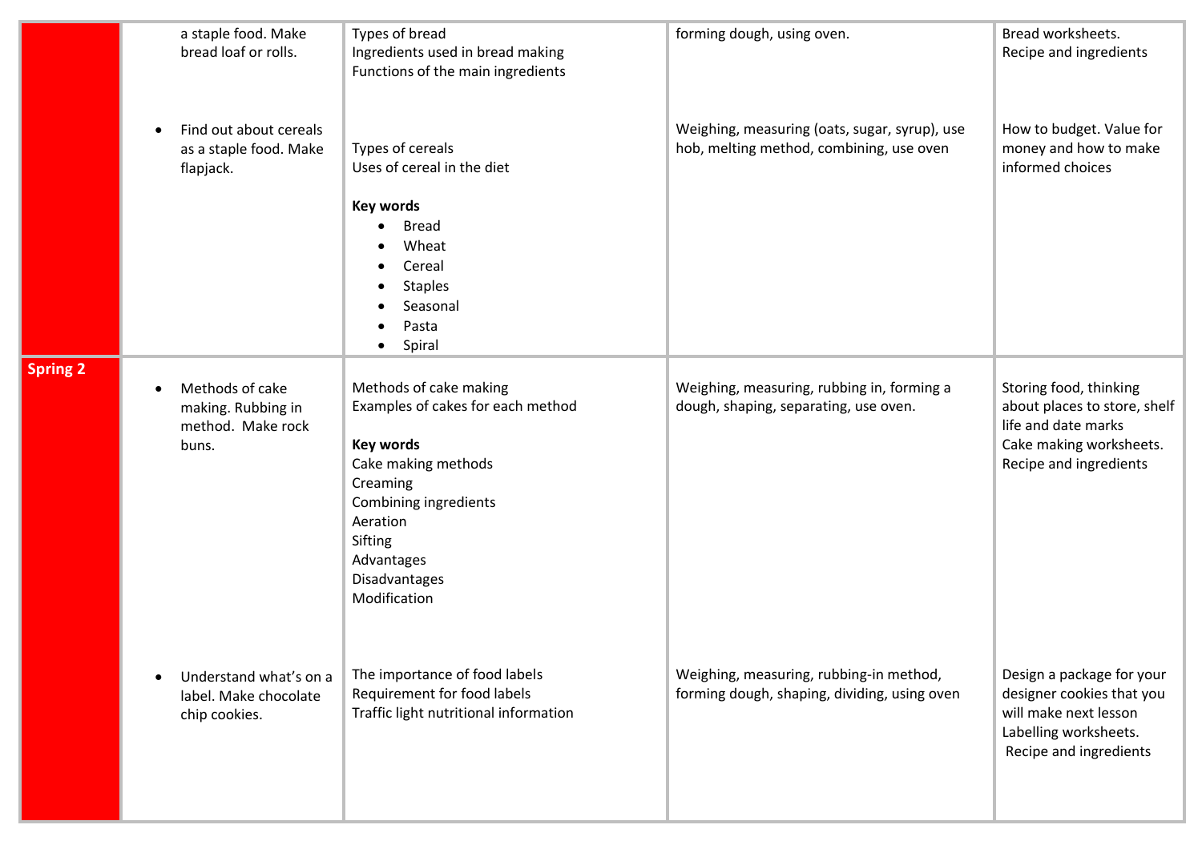| | | | | |
|---|---|---|---|---|
| | a staple food. Make bread loaf or rolls.<br><br>• Find out about cereals as a staple food. Make flapjack. | Types of bread<br>Ingredients used in bread making<br>Functions of the main ingredients<br><br>Types of cereals<br>Uses of cereal in the diet<br><br>**Key words**<br>• Bread<br>• Wheat<br>• Cereal<br>• Staples<br>• Seasonal<br>• Pasta<br>• Spiral | forming dough, using oven.<br><br>Weighing, measuring (oats, sugar, syrup), use hob, melting method, combining, use oven | Bread worksheets.<br>Recipe and ingredients<br><br>How to budget. Value for money and how to make informed choices |
| **Spring 2** | • Methods of cake making. Rubbing in method. Make rock buns.<br><br>• Understand what's on a label. Make chocolate chip cookies. | Methods of cake making<br>Examples of cakes for each method<br><br>**Key words**<br>Cake making methods<br>Creaming<br>Combining ingredients<br>Aeration<br>Sifting<br>Advantages<br>Disadvantages<br>Modification<br><br>The importance of food labels<br>Requirement for food labels<br>Traffic light nutritional information | Weighing, measuring, rubbing in, forming a dough, shaping, separating, use oven.<br><br>Weighing, measuring, rubbing-in method, forming dough, shaping, dividing, using oven | Storing food, thinking about places to store, shelf life and date marks<br>Cake making worksheets.<br>Recipe and ingredients<br><br>Design a package for your designer cookies that you will make next lesson<br>Labelling worksheets.<br>Recipe and ingredients |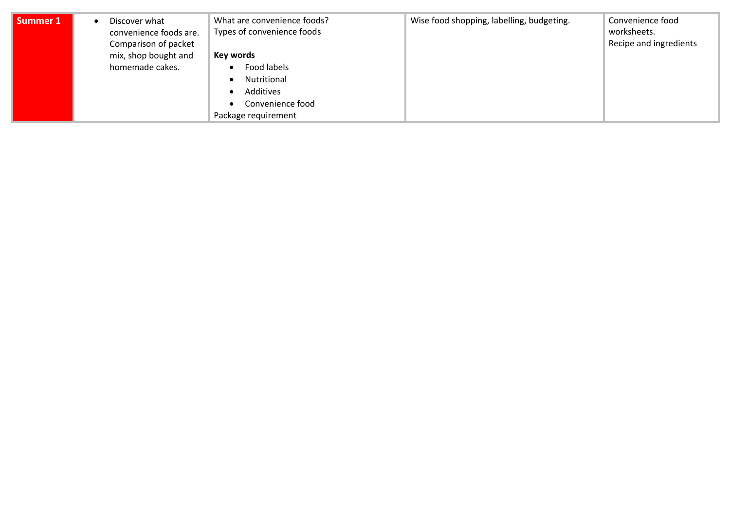| | | | | |
|---|---|---|---|---|
| **Summer 1** | • Discover what convenience foods are. Comparison of packet mix, shop bought and homemade cakes. | What are convenience foods?<br>Types of convenience foods<br><br>**Key words**<br>• Food labels<br>• Nutritional<br>• Additives<br>• Convenience food<br>Package requirement | Wise food shopping, labelling, budgeting. | Convenience food worksheets.<br>Recipe and ingredients |